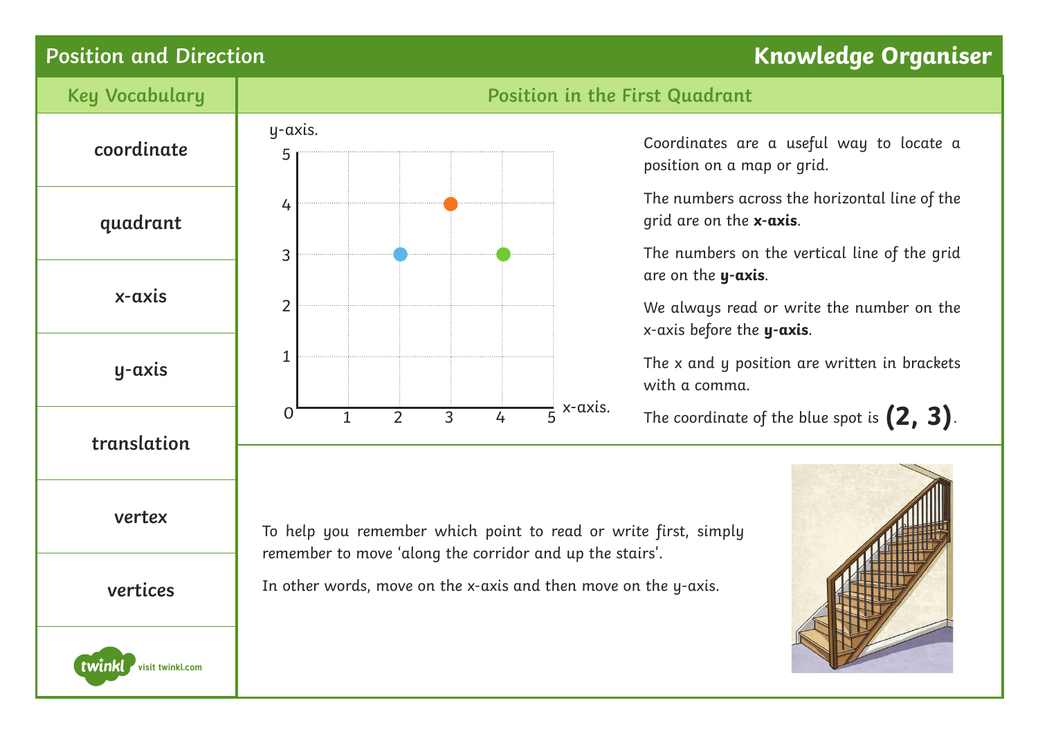# Position and Direction

## Knowledge Organiser

### Key Vocabulary

- coordinate
- quadrant
- x-axis
- y-axis
- translation
- vertex
- vertices

### Position in the First Quadrant

Coordinates are a useful way to locate a position on a map or grid.

The numbers across the horizontal line of the grid are on the **x-axis**.

The numbers on the vertical line of the grid are on the **y-axis**.

We always read or write the number on the x-axis before the **y-axis**.

The x and y position are written in brackets with a comma.

The coordinate of the blue spot is **(2, 3)**.

To help you remember which point to read or write first, simply remember to move 'along the corridor and up the stairs'.

In other words, move on the x-axis and then move on the y-axis.

visit twinkl.com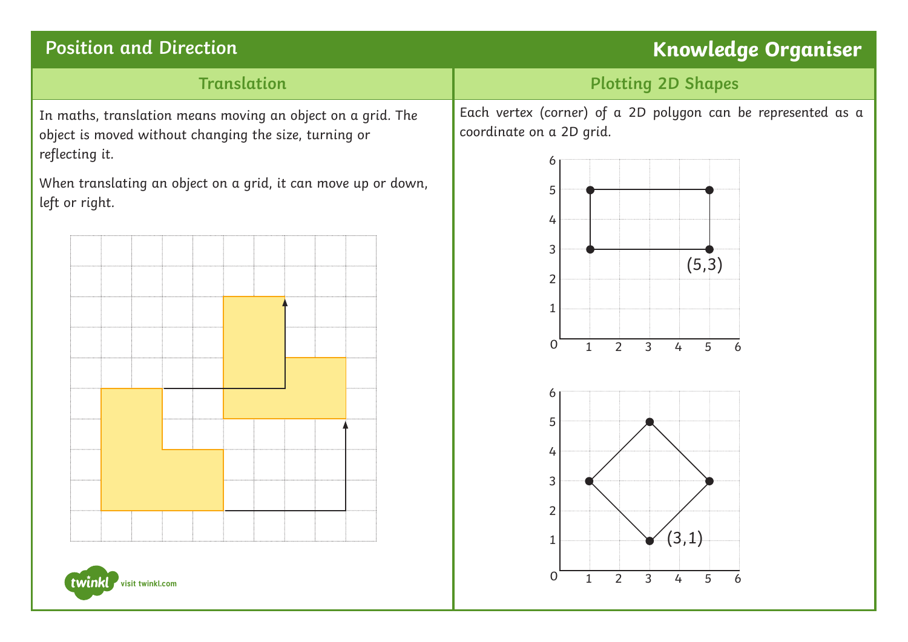# Position and Direction

**Knowledge Organiser**

## Translation

In maths, translation means moving an object on a grid. The object is moved without changing the size, turning or reflecting it.

When translating an object on a grid, it can move up or down, left or right.

## Plotting 2D Shapes

Each vertex (corner) of a 2D polygon can be represented as a coordinate on a 2D grid.

0 1 2 3 4 5 6

1 2 3 4 5 6

(5,3)

0 1 2 3 4 5 6

1 2 3 4 5 6

(3,1)

visit twinkl.com